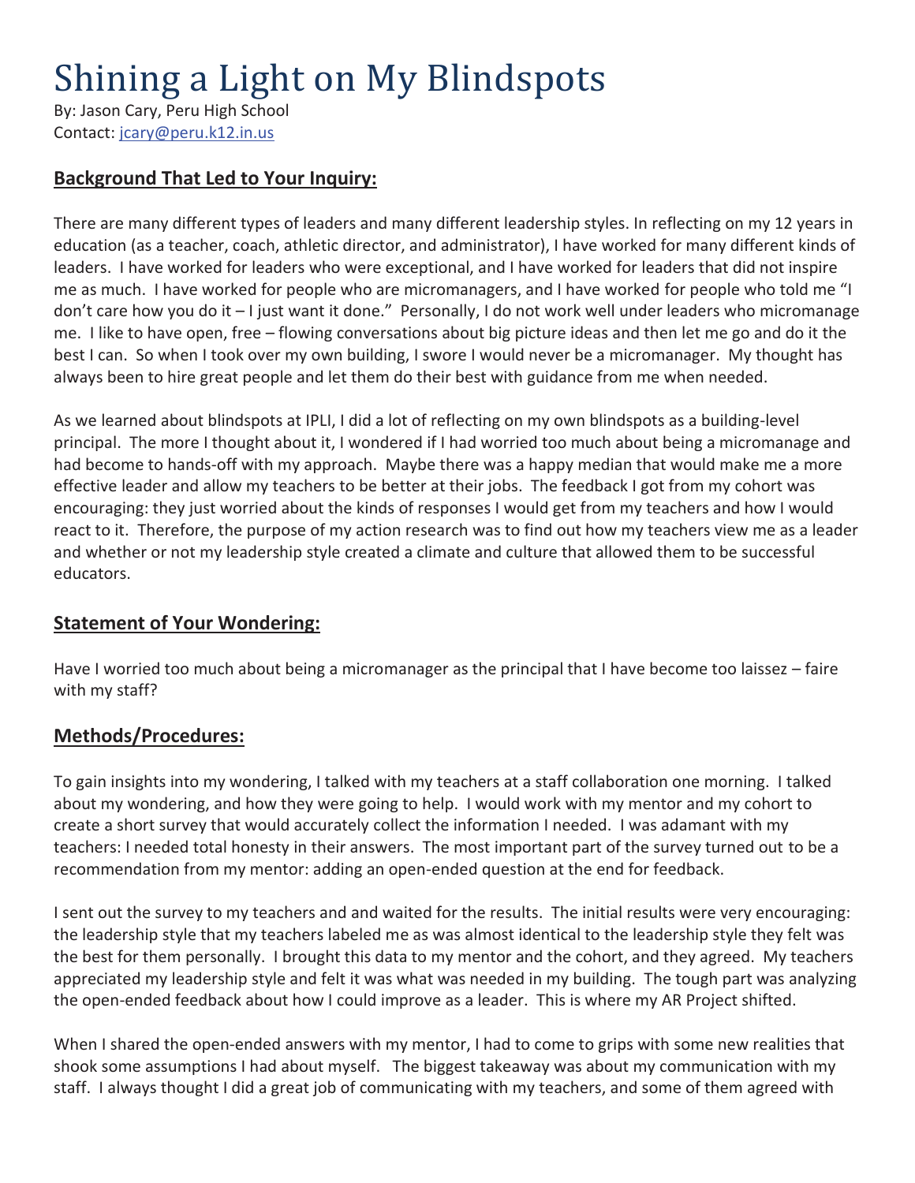# Shining a Light on My Blindspots

By: Jason Cary, Peru High School
Contact: jcary@peru.k12.in.us

## **Background That Led to Your Inquiry:**

There are many different types of leaders and many different leadership styles. In reflecting on my 12 years in education (as a teacher, coach, athletic director, and administrator), I have worked for many different kinds of leaders. I have worked for leaders who were exceptional, and I have worked for leaders that did not inspire me as much. I have worked for people who are micromanagers, and I have worked for people who told me "I don't care how you do it – I just want it done." Personally, I do not work well under leaders who micromanage me. I like to have open, free – flowing conversations about big picture ideas and then let me go and do it the best I can. So when I took over my own building, I swore I would never be a micromanager. My thought has always been to hire great people and let them do their best with guidance from me when needed.

As we learned about blindspots at IPLI, I did a lot of reflecting on my own blindspots as a building-level principal. The more I thought about it, I wondered if I had worried too much about being a micromanage and had become to hands-off with my approach. Maybe there was a happy median that would make me a more effective leader and allow my teachers to be better at their jobs. The feedback I got from my cohort was encouraging: they just worried about the kinds of responses I would get from my teachers and how I would react to it. Therefore, the purpose of my action research was to find out how my teachers view me as a leader and whether or not my leadership style created a climate and culture that allowed them to be successful educators.

## **Statement of Your Wondering:**

Have I worried too much about being a micromanager as the principal that I have become too laissez – faire with my staff?

## **Methods/Procedures:**

To gain insights into my wondering, I talked with my teachers at a staff collaboration one morning. I talked about my wondering, and how they were going to help. I would work with my mentor and my cohort to create a short survey that would accurately collect the information I needed. I was adamant with my teachers: I needed total honesty in their answers. The most important part of the survey turned out to be a recommendation from my mentor: adding an open-ended question at the end for feedback.

I sent out the survey to my teachers and and waited for the results. The initial results were very encouraging: the leadership style that my teachers labeled me as was almost identical to the leadership style they felt was the best for them personally. I brought this data to my mentor and the cohort, and they agreed. My teachers appreciated my leadership style and felt it was what was needed in my building. The tough part was analyzing the open-ended feedback about how I could improve as a leader. This is where my AR Project shifted.

When I shared the open-ended answers with my mentor, I had to come to grips with some new realities that shook some assumptions I had about myself. The biggest takeaway was about my communication with my staff. I always thought I did a great job of communicating with my teachers, and some of them agreed with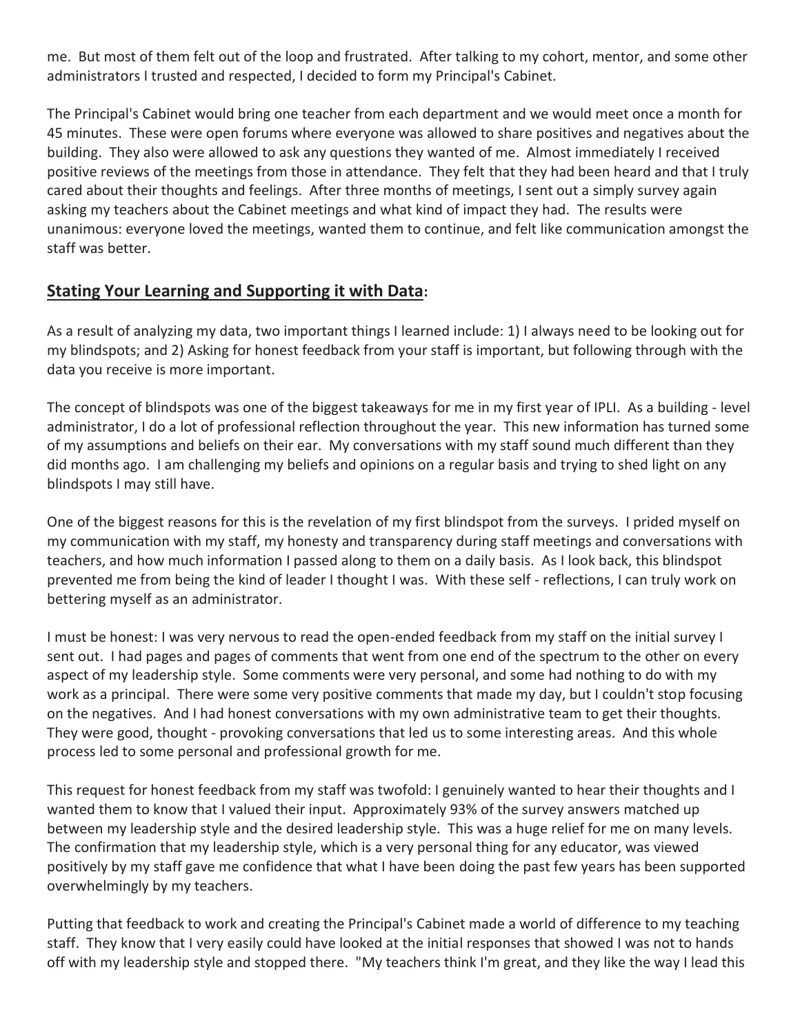me. But most of them felt out of the loop and frustrated. After talking to my cohort, mentor, and some other administrators I trusted and respected, I decided to form my Principal's Cabinet.

The Principal's Cabinet would bring one teacher from each department and we would meet once a month for 45 minutes. These were open forums where everyone was allowed to share positives and negatives about the building. They also were allowed to ask any questions they wanted of me. Almost immediately I received positive reviews of the meetings from those in attendance. They felt that they had been heard and that I truly cared about their thoughts and feelings. After three months of meetings, I sent out a simply survey again asking my teachers about the Cabinet meetings and what kind of impact they had. The results were unanimous: everyone loved the meetings, wanted them to continue, and felt like communication amongst the staff was better.

## **Stating Your Learning and Supporting it with Data:**

As a result of analyzing my data, two important things I learned include: 1) I always need to be looking out for my blindspots; and 2) Asking for honest feedback from your staff is important, but following through with the data you receive is more important.

The concept of blindspots was one of the biggest takeaways for me in my first year of IPLI. As a building - level administrator, I do a lot of professional reflection throughout the year. This new information has turned some of my assumptions and beliefs on their ear. My conversations with my staff sound much different than they did months ago. I am challenging my beliefs and opinions on a regular basis and trying to shed light on any blindspots I may still have.

One of the biggest reasons for this is the revelation of my first blindspot from the surveys. I prided myself on my communication with my staff, my honesty and transparency during staff meetings and conversations with teachers, and how much information I passed along to them on a daily basis. As I look back, this blindspot prevented me from being the kind of leader I thought I was. With these self - reflections, I can truly work on bettering myself as an administrator.

I must be honest: I was very nervous to read the open-ended feedback from my staff on the initial survey I sent out. I had pages and pages of comments that went from one end of the spectrum to the other on every aspect of my leadership style. Some comments were very personal, and some had nothing to do with my work as a principal. There were some very positive comments that made my day, but I couldn't stop focusing on the negatives. And I had honest conversations with my own administrative team to get their thoughts. They were good, thought - provoking conversations that led us to some interesting areas. And this whole process led to some personal and professional growth for me.

This request for honest feedback from my staff was twofold: I genuinely wanted to hear their thoughts and I wanted them to know that I valued their input. Approximately 93% of the survey answers matched up between my leadership style and the desired leadership style. This was a huge relief for me on many levels. The confirmation that my leadership style, which is a very personal thing for any educator, was viewed positively by my staff gave me confidence that what I have been doing the past few years has been supported overwhelmingly by my teachers.

Putting that feedback to work and creating the Principal's Cabinet made a world of difference to my teaching staff. They know that I very easily could have looked at the initial responses that showed I was not to hands off with my leadership style and stopped there. "My teachers think I'm great, and they like the way I lead this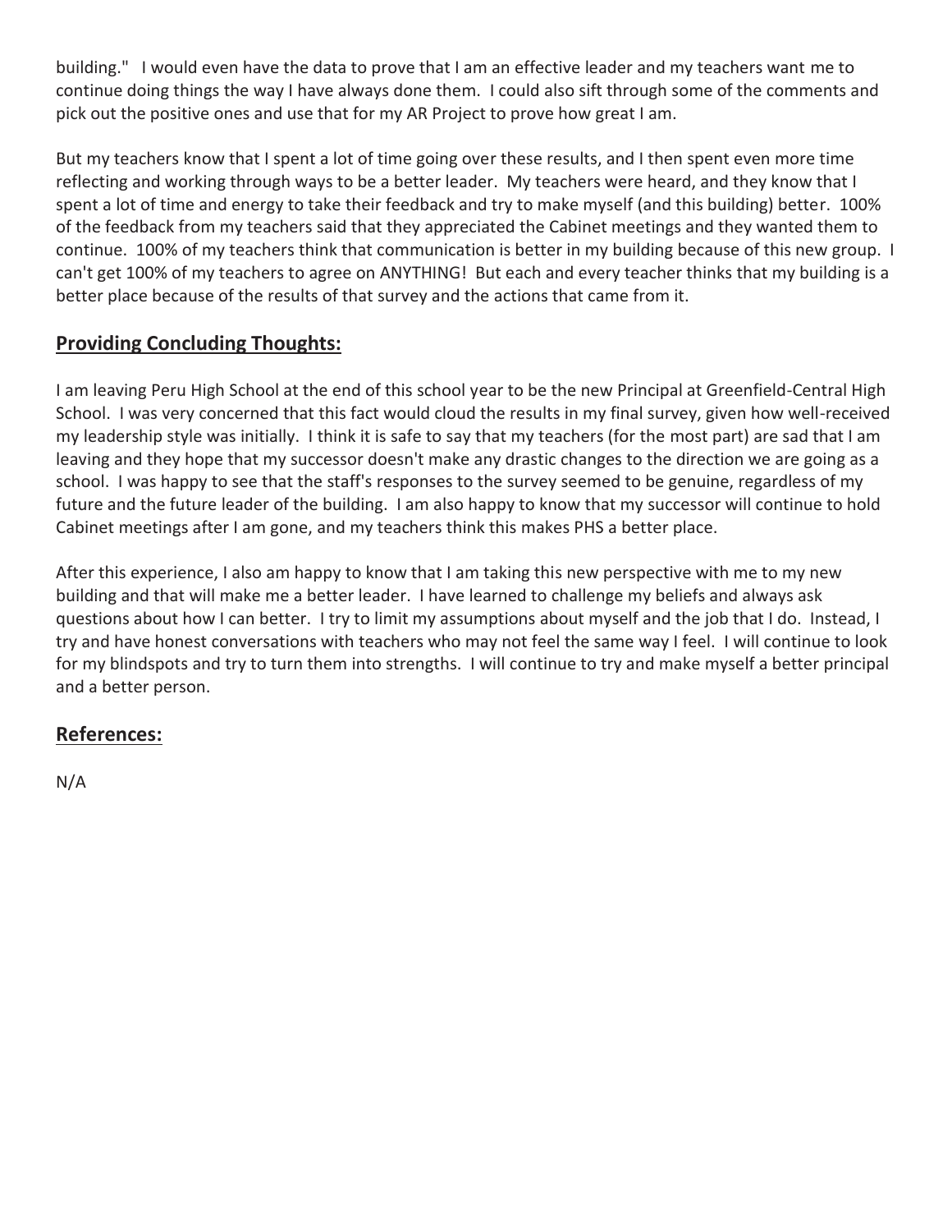building." I would even have the data to prove that I am an effective leader and my teachers want me to continue doing things the way I have always done them. I could also sift through some of the comments and pick out the positive ones and use that for my AR Project to prove how great I am.

But my teachers know that I spent a lot of time going over these results, and I then spent even more time reflecting and working through ways to be a better leader. My teachers were heard, and they know that I spent a lot of time and energy to take their feedback and try to make myself (and this building) better. 100% of the feedback from my teachers said that they appreciated the Cabinet meetings and they wanted them to continue. 100% of my teachers think that communication is better in my building because of this new group. I can't get 100% of my teachers to agree on ANYTHING! But each and every teacher thinks that my building is a better place because of the results of that survey and the actions that came from it.

## **Providing Concluding Thoughts:**

I am leaving Peru High School at the end of this school year to be the new Principal at Greenfield-Central High School. I was very concerned that this fact would cloud the results in my final survey, given how well-received my leadership style was initially. I think it is safe to say that my teachers (for the most part) are sad that I am leaving and they hope that my successor doesn't make any drastic changes to the direction we are going as a school. I was happy to see that the staff's responses to the survey seemed to be genuine, regardless of my future and the future leader of the building. I am also happy to know that my successor will continue to hold Cabinet meetings after I am gone, and my teachers think this makes PHS a better place.

After this experience, I also am happy to know that I am taking this new perspective with me to my new building and that will make me a better leader. I have learned to challenge my beliefs and always ask questions about how I can better. I try to limit my assumptions about myself and the job that I do. Instead, I try and have honest conversations with teachers who may not feel the same way I feel. I will continue to look for my blindspots and try to turn them into strengths. I will continue to try and make myself a better principal and a better person.

## **References:**

N/A